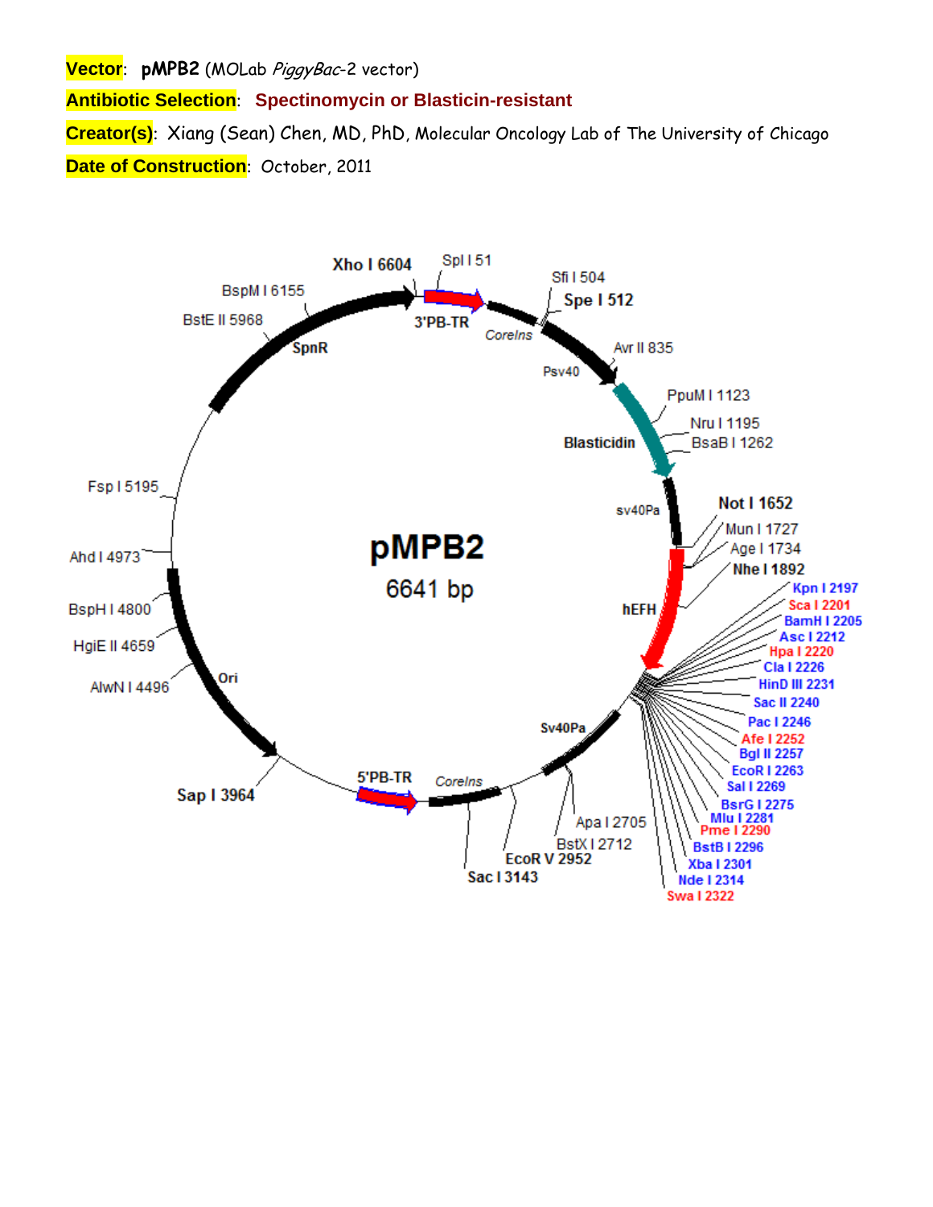**Vector**: **pMPB2** (MOLab *PiggyBac*-2 vector)

**Antibiotic Selection**: **Spectinomycin or Blasticin-resistant**

**Creator(s)**: Xiang (Sean) Chen, MD, PhD, Molecular Oncology Lab of The University of Chicago

**Date of Construction**: October, 2011

pMPB2
6641 bp

Xho I 6604, Spl I 51, Sfi I 504, Spe I 512, Avr II 835, PpuM I 1123, Nru I 1195, BsaB I 1262, Not I 1652, Mun I 1727, Age I 1734, Nhe I 1892, Kpn I 2197, Sca I 2201, BamH I 2205, Asc I 2212, Hpa I 2220, Cla I 2226, HinD III 2231, Sac II 2240, Pac I 2246, Afe I 2252, Bgl II 2257, EcoR I 2263, Sal I 2269, BsrG I 2275, Mlu I 2281, Pme I 2290, BstB I 2296, Xba I 2301, Nde I 2314, Swa I 2322, Apa I 2705, BstX I 2712, EcoR V 2952, Sac I 3143, Sap I 3964, AlwN I 4496, HgiE II 4659, BspH I 4800, Ahd I 4973, Fsp I 5195, BstE II 5968, BspM I 6155

Features: 3'PB-TR, CoreIns, Psv40, Blasticidin, sv40Pa, hEFH, Sv40Pa, CoreIns, 5'PB-TR, Ori, SpnR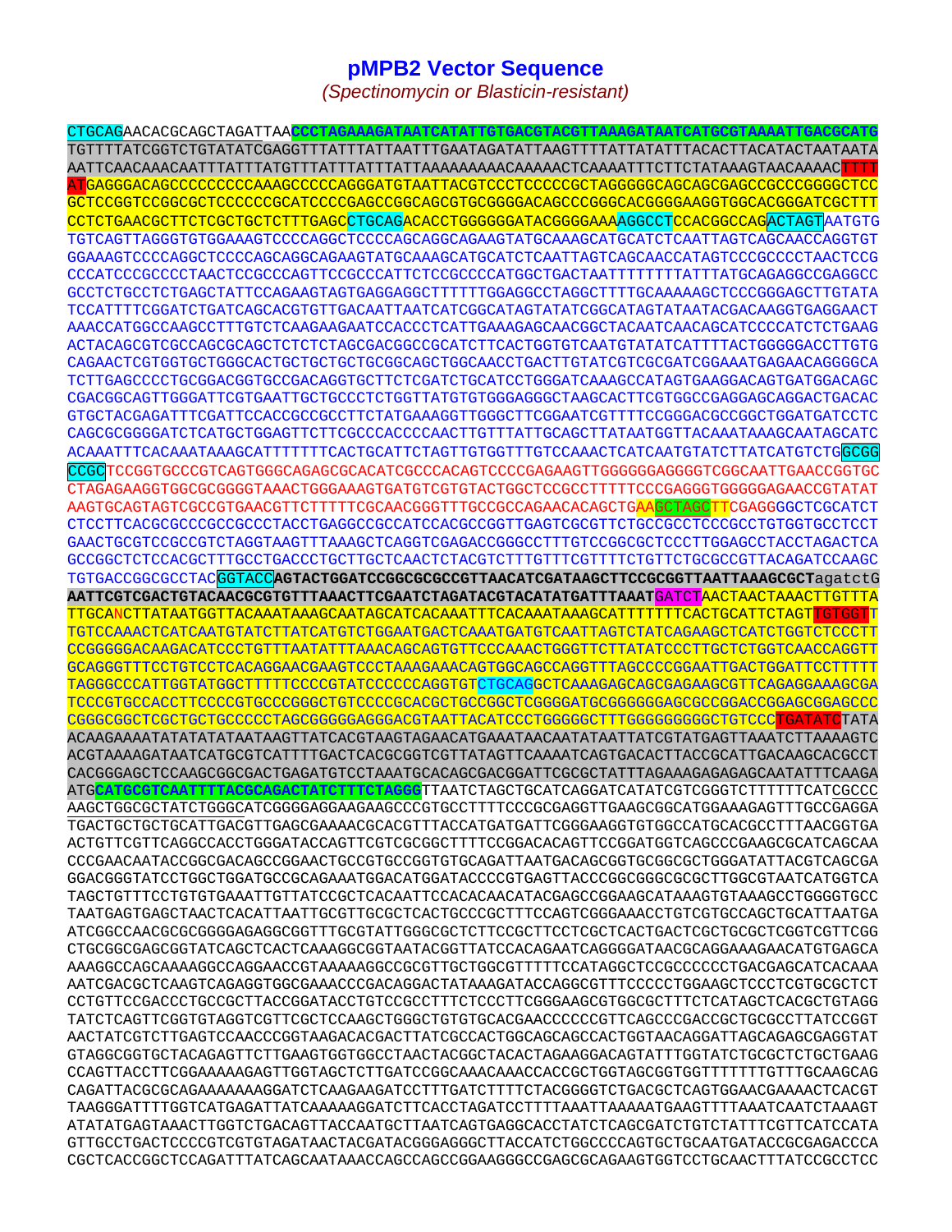# pMPB2 Vector Sequence

*(Spectinomycin or Blasticin-resistant)*

```
CTGCAGAACACGCAGCTAGATTAACCCTAGAAAGATAATCATATTGTGACGTACGTTAAAGATAATCATGCGTAAAATTGACGCATG
TGTTTTATCGGTCTGTATATCGAGGTTTATTTATTAATTTGAATAGATATTAAGTTTTATTATATTTACACTTACATACTAATAATA
AATTCAACAAACAATTTATTTATGTTTATTTATTTATTAAAAAAAAACAAAAACTCAAAATTTCTTCTATAAAGTAACAAAACTTTT
ATGAGGGACAGCCCCCCCCCAAAGCCCCCAGGGATGTAATTACGTCCCTCCCCCGCTAGGGGGCAGCAGCGAGCCGCCCGGGGCTCC
GCTCCGGTCCGGCGCTCCCCCCGCATCCCCGAGCCGGCAGCGTGCGGGGACAGCCCGGGCACGGGGAAGGTGGCACGGGATCGCTTT
CCTCTGAACGCTTCTCGCTGCTCTTTGAGCCTGCAGACACCTGGGGGGATACGGGGAAAAGGCCTCCACGGCCAGACTAGTAATGTG
TGTCAGTTAGGGTGTGGAAAGTCCCCAGGCTCCCCAGCAGGCAGAAGTATGCAAAGCATGCATCTCAATTAGTCAGCAACCAGGTGT
GGAAAGTCCCCAGGCTCCCCAGCAGGCAGAAGTATGCAAAGCATGCATCTCAATTAGTCAGCAACCATAGTCCCGCCCCTAACTCCG
CCCATCCCGCCCCTAACTCCGCCCAGTTCCGCCCATTCTCCGCCCCATGGCTGACTAATTTTTTTTATTTATGCAGAGGCCGAGGCC
GCCTCTGCCTCTGAGCTATTCCAGAAGTAGTGAGGAGGCTTTTTTGGAGGCCTAGGCTTTTGCAAAAAGCTCCCGGGAGCTTGTATA
TCCATTTTCGGATCTGATCAGCACGTGTTGACAATTAATCATCGGCATAGTATATCGGCATAGTATAATACGACAAGGTGAGGAACT
AAACCATGGCCAAGCCTTTGTCTCAAGAAGAATCCACCCTCATTGAAAGAGCAACGGCTACAATCAACAGCATCCCCATCTCTGAAG
ACTACAGCGTCGCCAGCGCAGCTCTCTCTAGCGACGGCCGCATCTTCACTGGTGTCAATGTATATCATTTTACTGGGGGACCTTGTG
CAGAACTCGTGGTGCTGGGCACTGCTGCTGCTGCGGCAGCTGGCAACCTGACTTGTATCGTCGCGATCGGAAATGAGAACAGGGGCA
TCTTGAGCCCCTGCGGACGGTGCCGACAGGTGCTTCTCGATCTGCATCCTGGGATCAAAGCCATAGTGAAGGACAGTGATGGACAGC
CGACGGCAGTTGGGATTCGTGAATTGCTGCCCTCTGGTTATGTGTGGGAGGGCTAAGCACTTCGTGGCCGAGGAGCAGGACTGACAC
GTGCTACGAGATTTCGATTCCACCGCCGCCTTCTATGAAAGGTTGGGCTTCGGAATCGTTTTCCGGGACGCCGGCTGGATGATCCTC
CAGCGCGGGGATCTCATGCTGGAGTTCTTCGCCCACCCCAACTTGTTTATTGCAGCTTATAATGGTTACAAATAAAGCAATAGCATC
ACAAATTTCACAAATAAAGCATTTTTTTCACTGCATTCTAGTTGTGGTTTGTCCAAACTCATCAATGTATCTTATCATGTCTGGCGG
CCGCTCCGGTGCCCGTCAGTGGGCAGAGCGCACATCGCCCACAGTCCCCGAGAAGTTGGGGGGAGGGGTCGGCAATTGAACCGGTGC
CTAGAGAAGGTGGCGCGGGGTAAACTGGGAAAGTGATGTCGTGTACTGGCTCCGCCTTTTTCCCGAGGGTGGGGGAGAACCGTATAT
AAGTGCAGTAGTCGCCGTGAACGTTCTTTTTCGCAACGGGTTTGCCGCCAGAACACAGCTGAAGCTAGCTTCGAGGGGCTCGCATCT
CTCCTTCACGCGCCCGCCGCCCTACCTGAGGCCGCCATCCACGCCGGTTGAGTCGCGTTCTGCCGCCTCCCGCCTGTGGTGCCTCCT
GAACTGCGTCCGCCGTCTAGGTAAGTTTAAAGCTCAGGTCGAGACCGGGCCTTTGTCCGGCGCTCCCTTGGAGCCTACCTAGACTCA
GCCGGCTCTCCACGCTTTGCCTGACCCTGCTTGCTCAACTCTACGTCTTTGTTTCGTTTTCTGTTCTGCGCCGTTACAGATCCAAGC
TGTGACCGGCGCCTACGGTACCAGTACTGGATCCGGCGCGCCGTTAACATCGATAAGCTTCCGCGGTTAATTAAAGCGCTagatctG
AATTCGTCGACTGTACAACGCGTGTTTAAACTTCGAATCTAGATACGTACATATGATTTAAATGATCTAACTAACTAAACTTGTTTA
TTGCANCTTATAATGGTTACAAATAAAGCAATAGCATCACAAATTTCACAAATAAAGCATTTTTTTCACTGCATTCTAGTTGTGGTT
TGTCCAAACTCATCAATGTATCTTATCATGTCTGGAATGACTCAAATGATGTCAATTAGTCTATCAGAAGCTCATCTGGTCTCCCTT
CCGGGGGACAAGACATCCCTGTTTAATATTTAAACAGCAGTGTTCCCAAACTGGGTTCTTATATCCCTTGCTCTGGTCAACCAGGTT
GCAGGGTTTCCTGTCCTCACAGGAACGAAGTCCCTAAAGAAACAGTGGCAGCCAGGTTTAGCCCCGGAATTGACTGGATTCCTTTTT
TAGGGCCCATTGGTATGGCTTTTTCCCCGTATCCCCCCAGGTGTCTGCAGGCTCAAAGAGCAGCGAGAAGCGTTCAGAGGAAAGCGA
TCCCGTGCCACCTTCCCCGTGCCCGGGCTGTCCCCGCACGCTGCCGGCTCGGGGATGCGGGGGGAGCGCCGGACCGGAGCGGAGCCC
CGGGCGGCTCGCTGCTGCCCCCTAGCGGGGGAGGGACGTAATTACATCCCTGGGGGCTTTGGGGGGGGGCTGTCCCTGATATCTATA
ACAAGAAAATATATATATAATAAGTTATCACGTAAGTAGAACATGAAATAACAATATAATTATCGTATGAGTTAAATCTTAAAAGTC
ACGTAAAAGATAATCATGCGTCATTTTGACTCACGCGGTCGTTATAGTTCAAAATCAGTGACACTTACCGCATTGACAAGCACGCCT
CACGGGAGCTCCAAGCGGCGACTGAGATGTCCTAAATGCACAGCGACGGATTCGCGCTATTTAGAAAGAGAGAGCAATATTTCAAGA
ATGCATGCGTCAATTTTACGCAGACTATCTTTCTAGGGTTAATCTAGCTGCATCAGGATCATATCGTCGGGTCTTTTTTCATCGCCC
AAGCTGGCGCTATCTGGGCATCGGGGAGGAAGAAGCCCGTGCCTTTTCCCGCGAGGTTGAAGCGGCATGGAAAGAGTTTGCCGGAGGA
TGACTGCTGCTGCATTGACGTTGAGCGAAAACGCACGTTTACCATGATGATTCGGGAAGGTGTGGCCATGCACGCCTTTAACGGTGA
ACTGTTCGTTCAGGCCACCTGGGATACCAGTTCGTCGCGGCTTTTCCGGACACAGTTCCGGATGGTCAGCCCGAAGCGCATCAGCAA
CCCGAACAATACCGGCGACAGCCGGAACTGCCGTGCCGGTGTGCAGATTAATGACAGCGGTGCGGCGCTGGGATATTACGTCAGCGA
GGACGGGTATCCTGGCTGGATGCCGCAGAAATGGACATGGATACCCCGTGAGTTACCCGGCGGGCGCGCTTGGCGTAATCATGGTCA
TAGCTGTTTCCTGTGTGAAATTGTTATCCGCTCACAATTCCACACAACATACGAGCCGGAAGCATAAAGTGTAAAGCCTGGGGTGCC
TAATGAGTGAGCTAACTCACATTAATTGCGTTGCGCTCACTGCCCGCTTTCCAGTCGGGAAACCTGTCGTGCCAGCTGCATTAATGA
ATCGGCCAACGCGCGGGGAGAGGCGGTTTGCGTATTGGGCGCTCTTCCGCTTCCTCGCTCACTGACTCGCTGCGCTCGGTCGTTCGG
CTGCGGCGAGCGGTATCAGCTCACTCAAAGGCGGTAATACGGTTATCCACAGAATCAGGGGATAACGCAGGAAAGAACATGTGAGCA
AAAGGCCAGCAAAAGGCCAGGAACCGTAAAAAGGCCGCGTTGCTGGCGTTTTTCCATAGGCTCCGCCCCCCTGACGAGCATCACAAA
AATCGACGCTCAAGTCAGAGGTGGCGAAACCCGACAGGACTATAAAGATACCAGGCGTTTCCCCCTGGAAGCTCCCTCGTGCGCTCT
CCTGTTCCGACCCTGCCGCTTACCGGATACCTGTCCGCCTTTCTCCCTTCGGGAAGCGTGGCGCTTTCTCATAGCTCACGCTGTAGG
TATCTCAGTTCGGTGTAGGTCGTTCGCTCCAAGCTGGGCTGTGTGCACGAACCCCCCGTTCAGCCCGACCGCTGCGCCTTATCCGGT
AACTATCGTCTTGAGTCCAACCCGGTAAGACACGACTTATCGCCACTGGCAGCAGCCACTGGTAACAGGATTAGCAGAGCGAGGTAT
GTAGGCGGTGCTACAGAGTTCTTGAAGTGGTGGCCTAACTACGGCTACACTAGAAGGACAGTATTTGGTATCTGCGCTCTGCTGAAG
CCAGTTACCTTCGGAAAAAGAGTTGGTAGCTCTTGATCCGGCAAACAAACCACCGCTGGTAGCGGTGGTTTTTTTGTTTGCAAGCAG
CAGATTACGCGCAGAAAAAAAGGATCTCAAGAAGATCCTTTGATCTTTTCTACGGGGTCTGACGCTCAGTGGAACGAAAACTCACGT
TAAGGGATTTTGGTCATGAGATTATCAAAAAGGATCTTCACCTAGATCCTTTTAAATTAAAAATGAAGTTTTAAATCAATCTAAAGT
ATATATGAGTAAACTTGGTCTGACAGTTACCAATGCTTAATCAGTGAGGCACCTATCTCAGCGATCTGTCTATTTCGTTCATCCATA
GTTGCCTGACTCCCCGTCGTGTAGATAACTACGATACGGGAGGGCTTACCATCTGGCCCCAGTGCTGCAATGATACCGCGAGACCCA
CGCTCACCGGCTCCAGATTTATCAGCAATAAACCAGCCAGCCGGAAGGGCCGAGCGCAGAAGTGGTCCTGCAACTTTATCCGCCTCC
```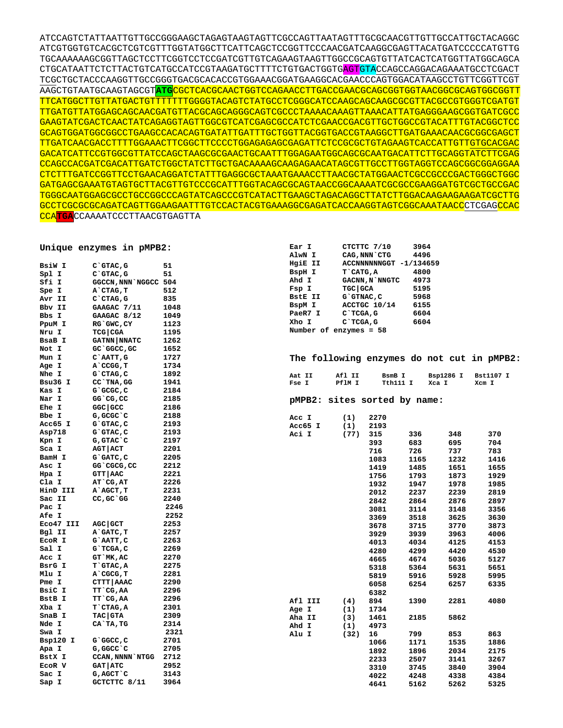```
ATCCAGTCTATTAATTGTTGCCGGGAAGCTAGAGTAAGTAGTTCGCCAGTTAATAGTTTGCGCAACGTTGTTGCCATTGCTACAGGC
ATCGTGGTGTCACGCTCGTCGTTTGGTATGGCTTCATTCAGCTCCGGTTCCCAACGATCAAGGCGAGTTACATGATCCCCCATGTTG
TGCAAAAAAGCGGTTAGCTCCTTCGGTCCTCCGATCGTTGTCAGAAGTAAGTTGGCCGCAGTGTTATCACTCATGGTTATGGCAGCA
CTGCATAATTCTCTTACTGTCATGCCATCCGTAAGATGCTTTTCTGTGACTGGTGAGTGTACCAGCCAGGACAGAAATGCCTCGACT
TCGCTGCTACCCAAGGTTGCCGGGTGACGCACACCGTGGAAACGGATGAAGGCACGAACCCAGTGGACATAAGCCTGTTCGGTTCGT
AAGCTGTAATGCAAGTAGCGTATGCGCTCACGCAACTGGTCCAGAACCTTGACCGAACGCAGCGGTGGTAACGGCGCAGTGGCGGTT
TTCATGGCTTGTTATGACTGTTTTTTTGGGGTACAGTCTATGCCTCGGGCATCCAAGCAGCAAGCGCGTTACGCCGTGGGTCGATGT
TTGATGTTATGGAGCAGCAACGATGTTACGCAGCAGGGCAGTCGCCCTAAAACAAAGTTAAACATTATGAGGGAAGCGGTGATCGCC
GAAGTATCGACTCAACTATCAGAGGTAGTTGGCGTCATCGAGCGCCATCTCGAACCGACGTTGCTGGCCGTACATTTGTACGGCTCC
GCAGTGGATGGCGGCCTGAAGCCACACAGTGATATTGATTTGCTGGTTACGGTGACCGTAAGGCTTGATGAAACAACGCGGCGAGCT
TTGATCAACGACCTTTTGGAAACTTCGGCTTCCCCTGGAGAGAGCGAGATTCTCCGCGCTGTAGAAGTCACCATTGTTGTGCACGAC
GACATCATTCCGTGGCGTTATCCAGCTAAGCGCGAACTGCAATTTGGAGAATGGCAGCGCAATGACATTCTTGCAGGTATCTTCGAG
CCAGCCACGATCGACATTGATCTGGCTATCTTGCTGACAAAAGCAAGAGAACATAGCGTTGCCTTGGTAGGTCCAGCGGCGGAGGAA
CTCTTTGATCCGGTTCCTGAACAGGATCTATTTGAGGCGCTAAATGAAACCTTAACGCTATGGAACTCGCCGCCCGACTGGGCTGGC
GATGAGCGAAATGTAGTGCTTACGTTGTCCCGCATTTGGTACAGCGCAGTAACCGGCAAAATCGCGCCGAAGGATGTCGCTGCCGAC
TGGGCAATGGAGCGCCTGCCGGCCCAGTATCAGCCCGTCATACTTGAAGCTAGACAGGCTTATCTTGGACAAGAAGAAGATCGCTTG
GCCTCGCGCGCAGATCAGTTGGAAGAATTTGTCCACTACGTGAAAGGCGAGATCACCAAGGTAGTCGGCAAATAACCCTCGAGCCAC
CCATGACCAAAATCCCTTAACGTGAGTTA
```

## Unique enzymes in pMPB2:

| Enzyme | Site | Position |
|---|---|---|
| BsiW I | C`GTAC,G | 51 |
| Spl I | C`GTAC,G | 51 |
| Sfi I | GGCCN,NNN`NGGCC | 504 |
| Spe I | A`CTAG,T | 512 |
| Avr II | C`CTAG,G | 835 |
| Bbv II | GAAGAC 7/11 | 1048 |
| Bbs I | GAAGAC 8/12 | 1049 |
| PpuM I | RG`GWC,CY | 1123 |
| Nru I | TCG\|CGA | 1195 |
| BsaB I | GATNN\|NNATC | 1262 |
| Not I | GC`GGCC,GC | 1652 |
| Mun I | C`AATT,G | 1727 |
| Age I | A`CCGG,T | 1734 |
| Nhe I | G`CTAG,C | 1892 |
| Bsu36 I | CC`TNA,GG | 1941 |
| Kas I | G`GCGC,C | 2184 |
| Nar I | GG`CG,CC | 2185 |
| Ehe I | GGC\|GCC | 2186 |
| Bbe I | G,GCGC`C | 2188 |
| Acc65 I | G`GTAC,C | 2193 |
| Asp718 | G`GTAC,C | 2193 |
| Kpn I | G,GTAC`C | 2197 |
| Sca I | AGT\|ACT | 2201 |
| BamH I | G`GATC,C | 2205 |
| Asc I | GG`CGCG,CC | 2212 |
| Hpa I | GTT\|AAC | 2221 |
| Cla I | AT`CG,AT | 2226 |
| HinD III | A`AGCT,T | 2231 |
| Sac II | CC,GC`GG | 2240 |
| Pac I | | 2246 |
| Afe I | | 2252 |
| Eco47 III | AGC\|GCT | 2253 |
| Bgl II | A`GATC,T | 2257 |
| EcoR I | G`AATT,C | 2263 |
| Sal I | G`TCGA,C | 2269 |
| Acc I | GT`MK,AC | 2270 |
| BsrG I | T`GTAC,A | 2275 |
| Mlu I | A`CGCG,T | 2281 |
| Pme I | CTTT\|AAAC | 2290 |
| BsiC I | TT`CG,AA | 2296 |
| BstB I | TT`CG,AA | 2296 |
| Xba I | T`CTAG,A | 2301 |
| SnaB I | TAC\|GTA | 2309 |
| Nde I | CA`TA,TG | 2314 |
| Swa I | | 2321 |
| Bsp120 I | G`GGCC,C | 2701 |
| Apa I | G,GGCC`C | 2705 |
| BstX I | CCAN,NNNN`NTGG | 2712 |
| EcoR V | GAT\|ATC | 2952 |
| Sac I | G,AGCT`C | 3143 |
| Sap I | GCTCTTC 8/11 | 3964 |
| Ear I | CTCTTC 7/10 | 3964 |
| AlwN I | CAG,NNN`CTG | 4496 |
| HgiE II | ACCNNNNNNGGT -1/134659 | |
| BspH I | T`CATG,A | 4800 |
| Ahd I | GACNN,N`NNGTC | 4973 |
| Fsp I | TGC\|GCA | 5195 |
| BstE II | G`GTNAC,C | 5968 |
| BspM I | ACCTGC 10/14 | 6155 |
| PaeR7 I | C`TCGA,G | 6604 |
| Xho I | C`TCGA,G | 6604 |

Number of enzymes = 58

## The following enzymes do not cut in pMPB2:

| | | | | |
|---|---|---|---|---|
| Aat II | Afl II | BsmB I | Bsp1286 I | Bst1107 I |
| Fse I | PflM I | Tth111 I | Xca I | Xcm I |

## pMPB2: sites sorted by name:

| Enzyme | Count | Positions | | | |
|---|---|---|---|---|---|
| Acc I | (1) | 2270 | | | |
| Acc65 I | (1) | 2193 | | | |
| Aci I | (77) | 315 | 336 | 348 | 370 |
| | | 393 | 683 | 695 | 704 |
| | | 716 | 726 | 737 | 783 |
| | | 1083 | 1165 | 1232 | 1416 |
| | | 1419 | 1485 | 1651 | 1655 |
| | | 1756 | 1793 | 1873 | 1929 |
| | | 1932 | 1947 | 1978 | 1985 |
| | | 2012 | 2237 | 2239 | 2819 |
| | | 2842 | 2864 | 2876 | 2897 |
| | | 3081 | 3114 | 3148 | 3356 |
| | | 3369 | 3518 | 3625 | 3630 |
| | | 3678 | 3715 | 3770 | 3873 |
| | | 3929 | 3939 | 3963 | 4006 |
| | | 4013 | 4034 | 4125 | 4153 |
| | | 4280 | 4299 | 4420 | 4530 |
| | | 4665 | 4674 | 5036 | 5127 |
| | | 5318 | 5364 | 5631 | 5651 |
| | | 5819 | 5916 | 5928 | 5995 |
| | | 6058 | 6254 | 6257 | 6335 |
| | | 6382 | | | |
| Afl III | (4) | 894 | 1390 | 2281 | 4080 |
| Age I | (1) | 1734 | | | |
| Aha II | (3) | 1461 | 2185 | 5862 | |
| Ahd I | (1) | 4973 | | | |
| Alu I | (32) | 16 | 799 | 853 | 863 |
| | | 1066 | 1171 | 1535 | 1886 |
| | | 1892 | 1896 | 2034 | 2175 |
| | | 2233 | 2507 | 3141 | 3267 |
| | | 3310 | 3745 | 3840 | 3904 |
| | | 4022 | 4248 | 4338 | 4384 |
| | | 4641 | 5162 | 5262 | 5325 |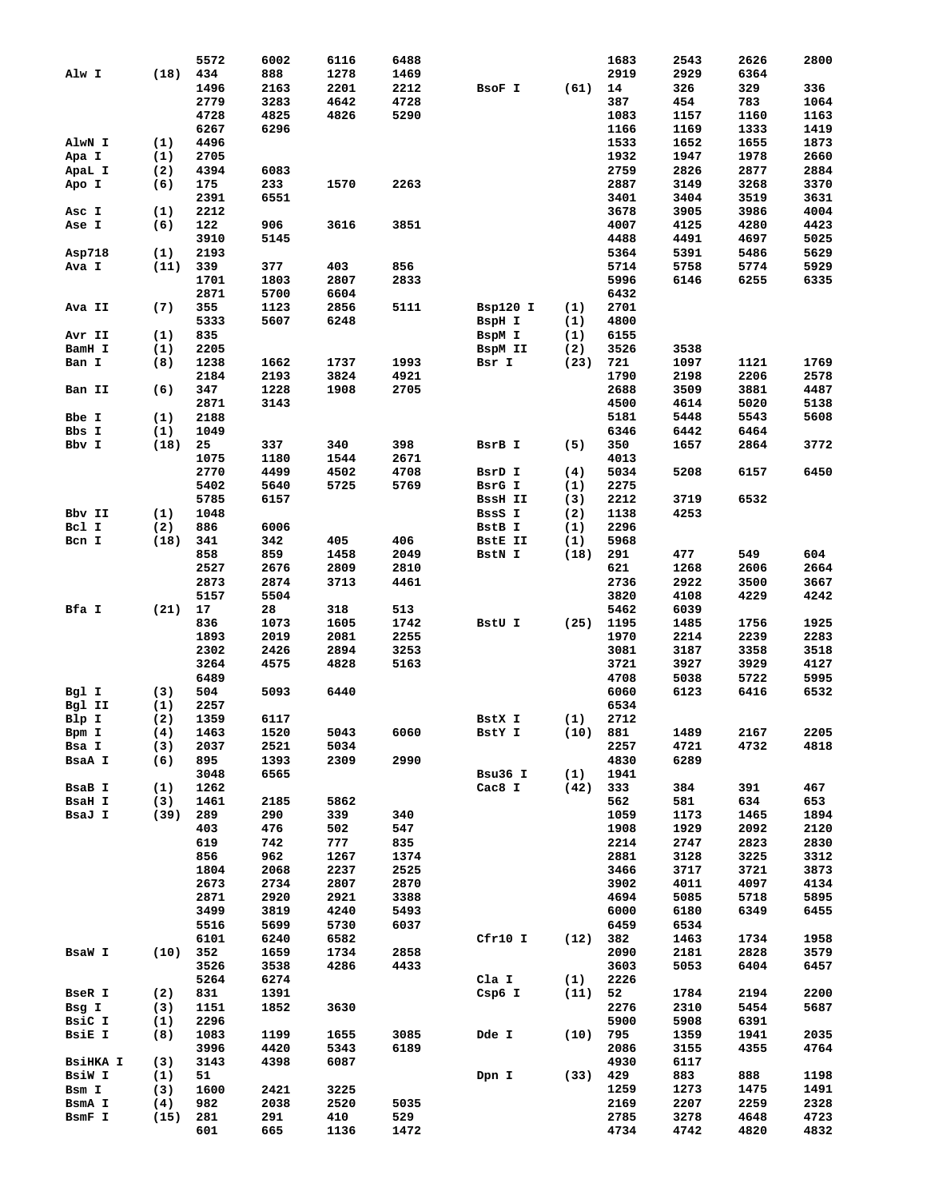| Enzyme | Count | Positions | | | |
|---|---|---|---|---|---|
| | | 5572 | 6002 | 6116 | 6488 |
| Alw I | (18) | 434 | 888 | 1278 | 1469 |
| | | 1496 | 2163 | 2201 | 2212 |
| | | 2779 | 3283 | 4642 | 4728 |
| | | 4728 | 4825 | 4826 | 5290 |
| | | 6267 | 6296 | | |
| AlwN I | (1) | 4496 | | | |
| Apa I | (1) | 2705 | | | |
| ApaL I | (2) | 4394 | 6083 | | |
| Apo I | (6) | 175 | 233 | 1570 | 2263 |
| | | 2391 | 6551 | | |
| Asc I | (1) | 2212 | | | |
| Ase I | (6) | 122 | 906 | 3616 | 3851 |
| | | 3910 | 5145 | | |
| Asp718 | (1) | 2193 | | | |
| Ava I | (11) | 339 | 377 | 403 | 856 |
| | | 1701 | 1803 | 2807 | 2833 |
| | | 2871 | 5700 | 6604 | |
| Ava II | (7) | 355 | 1123 | 2856 | 5111 |
| | | 5333 | 5607 | 6248 | |
| Avr II | (1) | 835 | | | |
| BamH I | (1) | 2205 | | | |
| Ban I | (8) | 1238 | 1662 | 1737 | 1993 |
| | | 2184 | 2193 | 3824 | 4921 |
| Ban II | (6) | 347 | 1228 | 1908 | 2705 |
| | | 2871 | 3143 | | |
| Bbe I | (1) | 2188 | | | |
| Bbs I | (1) | 1049 | | | |
| Bbv I | (18) | 25 | 337 | 340 | 398 |
| | | 1075 | 1180 | 1544 | 2671 |
| | | 2770 | 4499 | 4502 | 4708 |
| | | 5402 | 5640 | 5725 | 5769 |
| | | 5785 | 6157 | | |
| Bbv II | (1) | 1048 | | | |
| Bcl I | (2) | 886 | 6006 | | |
| Bcn I | (18) | 341 | 342 | 405 | 406 |
| | | 858 | 859 | 1458 | 2049 |
| | | 2527 | 2676 | 2809 | 2810 |
| | | 2873 | 2874 | 3713 | 4461 |
| | | 5157 | 5504 | | |
| Bfa I | (21) | 17 | 28 | 318 | 513 |
| | | 836 | 1073 | 1605 | 1742 |
| | | 1893 | 2019 | 2081 | 2255 |
| | | 2302 | 2426 | 2894 | 3253 |
| | | 3264 | 4575 | 4828 | 5163 |
| | | 6489 | | | |
| Bgl I | (3) | 504 | 5093 | 6440 | |
| Bgl II | (1) | 2257 | | | |
| Blp I | (2) | 1359 | 6117 | | |
| Bpm I | (4) | 1463 | 1520 | 5043 | 6060 |
| Bsa I | (3) | 2037 | 2521 | 5034 | |
| BsaA I | (6) | 895 | 1393 | 2309 | 2990 |
| | | 3048 | 6565 | | |
| BsaB I | (1) | 1262 | | | |
| BsaH I | (3) | 1461 | 2185 | 5862 | |
| BsaJ I | (39) | 289 | 290 | 339 | 340 |
| | | 403 | 476 | 502 | 547 |
| | | 619 | 742 | 777 | 835 |
| | | 856 | 962 | 1267 | 1374 |
| | | 1804 | 2068 | 2237 | 2525 |
| | | 2673 | 2734 | 2807 | 2870 |
| | | 2871 | 2920 | 2921 | 3388 |
| | | 3499 | 3819 | 4240 | 5493 |
| | | 5516 | 5699 | 5730 | 6037 |
| | | 6101 | 6240 | 6582 | |
| BsaW I | (10) | 352 | 1659 | 1734 | 2858 |
| | | 3526 | 3538 | 4286 | 4433 |
| | | 5264 | 6274 | | |
| BseR I | (2) | 831 | 1391 | | |
| Bsg I | (3) | 1151 | 1852 | 3630 | |
| BsiC I | (1) | 2296 | | | |
| BsiE I | (8) | 1083 | 1199 | 1655 | 3085 |
| | | 3996 | 4420 | 5343 | 6189 |
| BsiHKA I | (3) | 3143 | 4398 | 6087 | |
| BsiW I | (1) | 51 | | | |
| Bsm I | (3) | 1600 | 2421 | 3225 | |
| BsmA I | (4) | 982 | 2038 | 2520 | 5035 |
| BsmF I | (15) | 281 | 291 | 410 | 529 |
| | | 601 | 665 | 1136 | 1472 |
| | | 1683 | 2543 | 2626 | 2800 |
| | | 2919 | 2929 | 6364 | |
| BsoF I | (61) | 14 | 326 | 329 | 336 |
| | | 387 | 454 | 783 | 1064 |
| | | 1083 | 1157 | 1160 | 1163 |
| | | 1166 | 1169 | 1333 | 1419 |
| | | 1533 | 1652 | 1655 | 1873 |
| | | 1932 | 1947 | 1978 | 2660 |
| | | 2759 | 2826 | 2877 | 2884 |
| | | 2887 | 3149 | 3268 | 3370 |
| | | 3401 | 3404 | 3519 | 3631 |
| | | 3678 | 3905 | 3986 | 4004 |
| | | 4007 | 4125 | 4280 | 4423 |
| | | 4488 | 4491 | 4697 | 5025 |
| | | 5364 | 5391 | 5486 | 5629 |
| | | 5714 | 5758 | 5774 | 5929 |
| | | 5996 | 6146 | 6255 | 6335 |
| | | 6432 | | | |
| Bsp120 I | (1) | 2701 | | | |
| BspH I | (1) | 4800 | | | |
| BspM I | (1) | 6155 | | | |
| BspM II | (2) | 3526 | 3538 | | |
| Bsr I | (23) | 721 | 1097 | 1121 | 1769 |
| | | 1790 | 2198 | 2206 | 2578 |
| | | 2688 | 3509 | 3881 | 4487 |
| | | 4500 | 4614 | 5020 | 5138 |
| | | 5181 | 5448 | 5543 | 5608 |
| | | 6346 | 6442 | 6464 | |
| BsrB I | (5) | 350 | 1657 | 2864 | 3772 |
| | | 4013 | | | |
| BsrD I | (4) | 5034 | 5208 | 6157 | 6450 |
| BsrG I | (1) | 2275 | | | |
| BssH II | (3) | 2212 | 3719 | 6532 | |
| BssS I | (2) | 1138 | 4253 | | |
| BstB I | (1) | 2296 | | | |
| BstE II | (1) | 5968 | | | |
| BstN I | (18) | 291 | 477 | 549 | 604 |
| | | 621 | 1268 | 2606 | 2664 |
| | | 2736 | 2922 | 3500 | 3667 |
| | | 3820 | 4108 | 4229 | 4242 |
| | | 5462 | 6039 | | |
| BstU I | (25) | 1195 | 1485 | 1756 | 1925 |
| | | 1970 | 2214 | 2239 | 2283 |
| | | 3081 | 3187 | 3358 | 3518 |
| | | 3721 | 3927 | 3929 | 4127 |
| | | 4708 | 5038 | 5722 | 5995 |
| | | 6060 | 6123 | 6416 | 6532 |
| | | 6534 | | | |
| BstX I | (1) | 2712 | | | |
| BstY I | (10) | 881 | 1489 | 2167 | 2205 |
| | | 2257 | 4721 | 4732 | 4818 |
| | | 4830 | 6289 | | |
| Bsu36 I | (1) | 1941 | | | |
| Cac8 I | (42) | 333 | 384 | 391 | 467 |
| | | 562 | 581 | 634 | 653 |
| | | 1059 | 1173 | 1465 | 1894 |
| | | 1908 | 1929 | 2092 | 2120 |
| | | 2214 | 2747 | 2823 | 2830 |
| | | 2881 | 3128 | 3225 | 3312 |
| | | 3466 | 3717 | 3721 | 3873 |
| | | 3902 | 4011 | 4097 | 4134 |
| | | 4694 | 5085 | 5718 | 5895 |
| | | 6000 | 6180 | 6349 | 6455 |
| | | 6459 | 6534 | | |
| Cfr10 I | (12) | 382 | 1463 | 1734 | 1958 |
| | | 2090 | 2181 | 2828 | 3579 |
| | | 3603 | 5053 | 6404 | 6457 |
| Cla I | (1) | 2226 | | | |
| Csp6 I | (11) | 52 | 1784 | 2194 | 2200 |
| | | 2276 | 2310 | 5454 | 5687 |
| | | 5900 | 5908 | 6391 | |
| Dde I | (10) | 795 | 1359 | 1941 | 2035 |
| | | 2086 | 3155 | 4355 | 4764 |
| | | 4930 | 6117 | | |
| Dpn I | (33) | 429 | 883 | 888 | 1198 |
| | | 1259 | 1273 | 1475 | 1491 |
| | | 2169 | 2207 | 2259 | 2328 |
| | | 2785 | 3278 | 4648 | 4723 |
| | | 4734 | 4742 | 4820 | 4832 |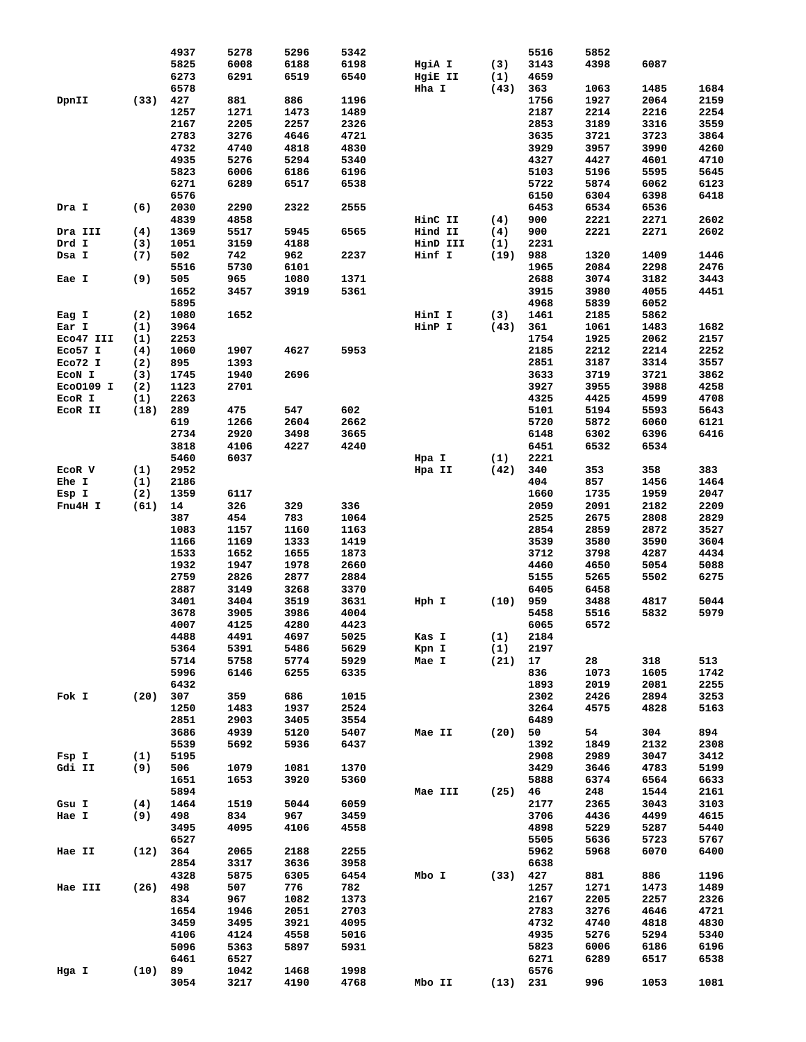| | | | | | |
|---|---|---|---|---|---|
| | | 4937 | 5278 | 5296 | 5342 |
| | | 5825 | 6008 | 6188 | 6198 |
| | | 6273 | 6291 | 6519 | 6540 |
| | | 6578 | | | |
| DpnII | (33) | 427 | 881 | 886 | 1196 |
| | | 1257 | 1271 | 1473 | 1489 |
| | | 2167 | 2205 | 2257 | 2326 |
| | | 2783 | 3276 | 4646 | 4721 |
| | | 4732 | 4740 | 4818 | 4830 |
| | | 4935 | 5276 | 5294 | 5340 |
| | | 5823 | 6006 | 6186 | 6196 |
| | | 6271 | 6289 | 6517 | 6538 |
| | | 6576 | | | |
| Dra I | (6) | 2030 | 2290 | 2322 | 2555 |
| | | 4839 | 4858 | | |
| Dra III | (4) | 1369 | 5517 | 5945 | 6565 |
| Drd I | (3) | 1051 | 3159 | 4188 | |
| Dsa I | (7) | 502 | 742 | 962 | 2237 |
| | | 5516 | 5730 | 6101 | |
| Eae I | (9) | 505 | 965 | 1080 | 1371 |
| | | 1652 | 3457 | 3919 | 5361 |
| | | 5895 | | | |
| Eag I | (2) | 1080 | 1652 | | |
| Ear I | (1) | 3964 | | | |
| Eco47 III | (1) | 2253 | | | |
| Eco57 I | (4) | 1060 | 1907 | 4627 | 5953 |
| Eco72 I | (2) | 895 | 1393 | | |
| EcoN I | (3) | 1745 | 1940 | 2696 | |
| EcoO109 I | (2) | 1123 | 2701 | | |
| EcoR I | (1) | 2263 | | | |
| EcoR II | (18) | 289 | 475 | 547 | 602 |
| | | 619 | 1266 | 2604 | 2662 |
| | | 2734 | 2920 | 3498 | 3665 |
| | | 3818 | 4106 | 4227 | 4240 |
| | | 5460 | 6037 | | |
| EcoR V | (1) | 2952 | | | |
| Ehe I | (1) | 2186 | | | |
| Esp I | (2) | 1359 | 6117 | | |
| Fnu4H I | (61) | 14 | 326 | 329 | 336 |
| | | 387 | 454 | 783 | 1064 |
| | | 1083 | 1157 | 1160 | 1163 |
| | | 1166 | 1169 | 1333 | 1419 |
| | | 1533 | 1652 | 1655 | 1873 |
| | | 1932 | 1947 | 1978 | 2660 |
| | | 2759 | 2826 | 2877 | 2884 |
| | | 2887 | 3149 | 3268 | 3370 |
| | | 3401 | 3404 | 3519 | 3631 |
| | | 3678 | 3905 | 3986 | 4004 |
| | | 4007 | 4125 | 4280 | 4423 |
| | | 4488 | 4491 | 4697 | 5025 |
| | | 5364 | 5391 | 5486 | 5629 |
| | | 5714 | 5758 | 5774 | 5929 |
| | | 5996 | 6146 | 6255 | 6335 |
| | | 6432 | | | |
| Fok I | (20) | 307 | 359 | 686 | 1015 |
| | | 1250 | 1483 | 1937 | 2524 |
| | | 2851 | 2903 | 3405 | 3554 |
| | | 3686 | 4939 | 5120 | 5407 |
| | | 5539 | 5692 | 5936 | 6437 |
| Fsp I | (1) | 5195 | | | |
| Gdi II | (9) | 506 | 1079 | 1081 | 1370 |
| | | 1651 | 1653 | 3920 | 5360 |
| | | 5894 | | | |
| Gsu I | (4) | 1464 | 1519 | 5044 | 6059 |
| Hae I | (9) | 498 | 834 | 967 | 3459 |
| | | 3495 | 4095 | 4106 | 4558 |
| | | 6527 | | | |
| Hae II | (12) | 364 | 2065 | 2188 | 2255 |
| | | 2854 | 3317 | 3636 | 3958 |
| | | 4328 | 5875 | 6305 | 6454 |
| Hae III | (26) | 498 | 507 | 776 | 782 |
| | | 834 | 967 | 1082 | 1373 |
| | | 1654 | 1946 | 2051 | 2703 |
| | | 3459 | 3495 | 3921 | 4095 |
| | | 4106 | 4124 | 4558 | 5016 |
| | | 5096 | 5363 | 5897 | 5931 |
| | | 6461 | 6527 | | |
| Hga I | (10) | 89 | 1042 | 1468 | 1998 |
| | | 3054 | 3217 | 4190 | 4768 |
| | | 5516 | 5852 | | |
| HgiA I | (3) | 3143 | 4398 | 6087 | |
| HgiE II | (1) | 4659 | | | |
| Hha I | (43) | 363 | 1063 | 1485 | 1684 |
| | | 1756 | 1927 | 2064 | 2159 |
| | | 2187 | 2214 | 2216 | 2254 |
| | | 2853 | 3189 | 3316 | 3559 |
| | | 3635 | 3721 | 3723 | 3864 |
| | | 3929 | 3957 | 3990 | 4260 |
| | | 4327 | 4427 | 4601 | 4710 |
| | | 5103 | 5196 | 5595 | 5645 |
| | | 5722 | 5874 | 6062 | 6123 |
| | | 6150 | 6304 | 6398 | 6418 |
| | | 6453 | 6534 | 6536 | |
| HinC II | (4) | 900 | 2221 | 2271 | 2602 |
| Hind II | (4) | 900 | 2221 | 2271 | 2602 |
| HinD III | (1) | 2231 | | | |
| Hinf I | (19) | 988 | 1320 | 1409 | 1446 |
| | | 1965 | 2084 | 2298 | 2476 |
| | | 2688 | 3074 | 3182 | 3443 |
| | | 3915 | 3980 | 4055 | 4451 |
| | | 4968 | 5839 | 6052 | |
| HinI I | (3) | 1461 | 2185 | 5862 | |
| HinP I | (43) | 361 | 1061 | 1483 | 1682 |
| | | 1754 | 1925 | 2062 | 2157 |
| | | 2185 | 2212 | 2214 | 2252 |
| | | 2851 | 3187 | 3314 | 3557 |
| | | 3633 | 3719 | 3721 | 3862 |
| | | 3927 | 3955 | 3988 | 4258 |
| | | 4325 | 4425 | 4599 | 4708 |
| | | 5101 | 5194 | 5593 | 5643 |
| | | 5720 | 5872 | 6060 | 6121 |
| | | 6148 | 6302 | 6396 | 6416 |
| | | 6451 | 6532 | 6534 | |
| Hpa I | (1) | 2221 | | | |
| Hpa II | (42) | 340 | 353 | 358 | 383 |
| | | 404 | 857 | 1456 | 1464 |
| | | 1660 | 1735 | 1959 | 2047 |
| | | 2059 | 2091 | 2182 | 2209 |
| | | 2525 | 2675 | 2808 | 2829 |
| | | 2854 | 2859 | 2872 | 3527 |
| | | 3539 | 3580 | 3590 | 3604 |
| | | 3712 | 3798 | 4287 | 4434 |
| | | 4460 | 4650 | 5054 | 5088 |
| | | 5155 | 5265 | 5502 | 6275 |
| | | 6405 | 6458 | | |
| Hph I | (10) | 959 | 3488 | 4817 | 5044 |
| | | 5458 | 5516 | 5832 | 5979 |
| | | 6065 | 6572 | | |
| Kas I | (1) | 2184 | | | |
| Kpn I | (1) | 2197 | | | |
| Mae I | (21) | 17 | 28 | 318 | 513 |
| | | 836 | 1073 | 1605 | 1742 |
| | | 1893 | 2019 | 2081 | 2255 |
| | | 2302 | 2426 | 2894 | 3253 |
| | | 3264 | 4575 | 4828 | 5163 |
| | | 6489 | | | |
| Mae II | (20) | 50 | 54 | 304 | 894 |
| | | 1392 | 1849 | 2132 | 2308 |
| | | 2908 | 2989 | 3047 | 3412 |
| | | 3429 | 3646 | 4783 | 5199 |
| | | 5888 | 6374 | 6564 | 6633 |
| Mae III | (25) | 46 | 248 | 1544 | 2161 |
| | | 2177 | 2365 | 3043 | 3103 |
| | | 3706 | 4436 | 4499 | 4615 |
| | | 4898 | 5229 | 5287 | 5440 |
| | | 5505 | 5636 | 5723 | 5767 |
| | | 5962 | 5968 | 6070 | 6400 |
| | | 6638 | | | |
| Mbo I | (33) | 427 | 881 | 886 | 1196 |
| | | 1257 | 1271 | 1473 | 1489 |
| | | 2167 | 2205 | 2257 | 2326 |
| | | 2783 | 3276 | 4646 | 4721 |
| | | 4732 | 4740 | 4818 | 4830 |
| | | 4935 | 5276 | 5294 | 5340 |
| | | 5823 | 6006 | 6186 | 6196 |
| | | 6271 | 6289 | 6517 | 6538 |
| | | 6576 | | | |
| Mbo II | (13) | 231 | 996 | 1053 | 1081 |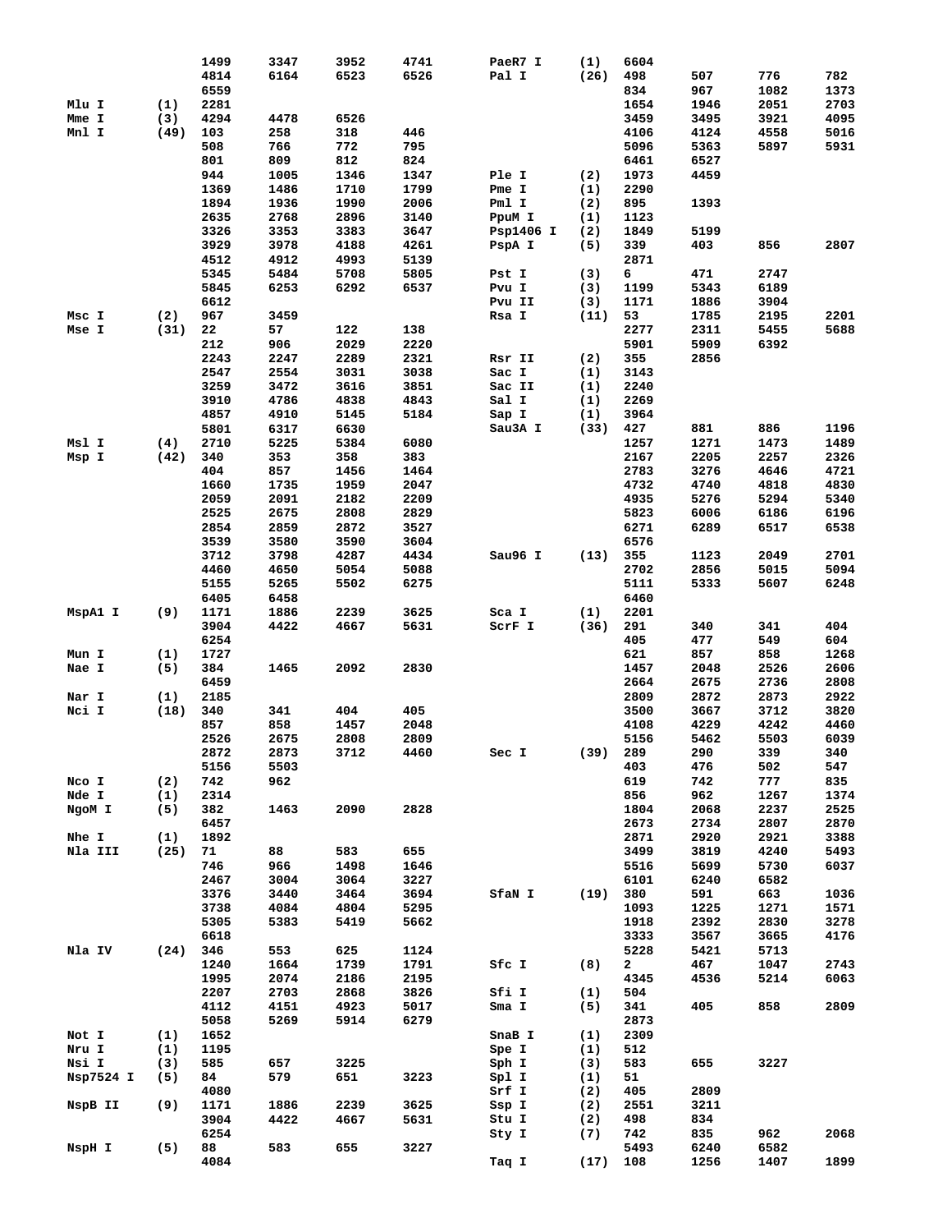| Enzyme | Count | Positions | | | |
|---|---|---|---|---|---|
| | | 1499 | 3347 | 3952 | 4741 |
| | | 4814 | 6164 | 6523 | 6526 |
| | | 6559 | | | |
| Mlu I | (1) | 2281 | | | |
| Mme I | (3) | 4294 | 4478 | 6526 | |
| Mnl I | (49) | 103 | 258 | 318 | 446 |
| | | 508 | 766 | 772 | 795 |
| | | 801 | 809 | 812 | 824 |
| | | 944 | 1005 | 1346 | 1347 |
| | | 1369 | 1486 | 1710 | 1799 |
| | | 1894 | 1936 | 1990 | 2006 |
| | | 2635 | 2768 | 2896 | 3140 |
| | | 3326 | 3353 | 3383 | 3647 |
| | | 3929 | 3978 | 4188 | 4261 |
| | | 4512 | 4912 | 4993 | 5139 |
| | | 5345 | 5484 | 5708 | 5805 |
| | | 5845 | 6253 | 6292 | 6537 |
| | | 6612 | | | |
| Msc I | (2) | 967 | 3459 | | |
| Mse I | (31) | 22 | 57 | 122 | 138 |
| | | 212 | 906 | 2029 | 2220 |
| | | 2243 | 2247 | 2289 | 2321 |
| | | 2547 | 2554 | 3031 | 3038 |
| | | 3259 | 3472 | 3616 | 3851 |
| | | 3910 | 4786 | 4838 | 4843 |
| | | 4857 | 4910 | 5145 | 5184 |
| | | 5801 | 6317 | 6630 | |
| Msl I | (4) | 2710 | 5225 | 5384 | 6080 |
| Msp I | (42) | 340 | 353 | 358 | 383 |
| | | 404 | 857 | 1456 | 1464 |
| | | 1660 | 1735 | 1959 | 2047 |
| | | 2059 | 2091 | 2182 | 2209 |
| | | 2525 | 2675 | 2808 | 2829 |
| | | 2854 | 2859 | 2872 | 3527 |
| | | 3539 | 3580 | 3590 | 3604 |
| | | 3712 | 3798 | 4287 | 4434 |
| | | 4460 | 4650 | 5054 | 5088 |
| | | 5155 | 5265 | 5502 | 6275 |
| | | 6405 | 6458 | | |
| MspA1 I | (9) | 1171 | 1886 | 2239 | 3625 |
| | | 3904 | 4422 | 4667 | 5631 |
| | | 6254 | | | |
| Mun I | (1) | 1727 | | | |
| Nae I | (5) | 384 | 1465 | 2092 | 2830 |
| | | 6459 | | | |
| Nar I | (1) | 2185 | | | |
| Nci I | (18) | 340 | 341 | 404 | 405 |
| | | 857 | 858 | 1457 | 2048 |
| | | 2526 | 2675 | 2808 | 2809 |
| | | 2872 | 2873 | 3712 | 4460 |
| | | 5156 | 5503 | | |
| Nco I | (2) | 742 | 962 | | |
| Nde I | (1) | 2314 | | | |
| NgoM I | (5) | 382 | 1463 | 2090 | 2828 |
| | | 6457 | | | |
| Nhe I | (1) | 1892 | | | |
| Nla III | (25) | 71 | 88 | 583 | 655 |
| | | 746 | 966 | 1498 | 1646 |
| | | 2467 | 3004 | 3064 | 3227 |
| | | 3376 | 3440 | 3464 | 3694 |
| | | 3738 | 4084 | 4804 | 5295 |
| | | 5305 | 5383 | 5419 | 5662 |
| | | 6618 | | | |
| Nla IV | (24) | 346 | 553 | 625 | 1124 |
| | | 1240 | 1664 | 1739 | 1791 |
| | | 1995 | 2074 | 2186 | 2195 |
| | | 2207 | 2703 | 2868 | 3826 |
| | | 4112 | 4151 | 4923 | 5017 |
| | | 5058 | 5269 | 5914 | 6279 |
| Not I | (1) | 1652 | | | |
| Nru I | (1) | 1195 | | | |
| Nsi I | (3) | 585 | 657 | 3225 | |
| Nsp7524 I | (5) | 84 | 579 | 651 | 3223 |
| | | 4080 | | | |
| NspB II | (9) | 1171 | 1886 | 2239 | 3625 |
| | | 3904 | 4422 | 4667 | 5631 |
| | | 6254 | | | |
| NspH I | (5) | 88 | 583 | 655 | 3227 |
| | | 4084 | | | |
| PaeR7 I | (1) | 6604 | | | |
| Pal I | (26) | 498 | 507 | 776 | 782 |
| | | 834 | 967 | 1082 | 1373 |
| | | 1654 | 1946 | 2051 | 2703 |
| | | 3459 | 3495 | 3921 | 4095 |
| | | 4106 | 4124 | 4558 | 5016 |
| | | 5096 | 5363 | 5897 | 5931 |
| | | 6461 | 6527 | | |
| Ple I | (2) | 1973 | 4459 | | |
| Pme I | (1) | 2290 | | | |
| Pml I | (2) | 895 | 1393 | | |
| PpuM I | (1) | 1123 | | | |
| Psp1406 I | (2) | 1849 | 5199 | | |
| PspA I | (5) | 339 | 403 | 856 | 2807 |
| | | 2871 | | | |
| Pst I | (3) | 6 | 471 | 2747 | |
| Pvu I | (3) | 1199 | 5343 | 6189 | |
| Pvu II | (3) | 1171 | 1886 | 3904 | |
| Rsa I | (11) | 53 | 1785 | 2195 | 2201 |
| | | 2277 | 2311 | 5455 | 5688 |
| | | 5901 | 5909 | 6392 | |
| Rsr II | (2) | 355 | 2856 | | |
| Sac I | (1) | 3143 | | | |
| Sac II | (1) | 2240 | | | |
| Sal I | (1) | 2269 | | | |
| Sap I | (1) | 3964 | | | |
| Sau3A I | (33) | 427 | 881 | 886 | 1196 |
| | | 1257 | 1271 | 1473 | 1489 |
| | | 2167 | 2205 | 2257 | 2326 |
| | | 2783 | 3276 | 4646 | 4721 |
| | | 4732 | 4740 | 4818 | 4830 |
| | | 4935 | 5276 | 5294 | 5340 |
| | | 5823 | 6006 | 6186 | 6196 |
| | | 6271 | 6289 | 6517 | 6538 |
| | | 6576 | | | |
| Sau96 I | (13) | 355 | 1123 | 2049 | 2701 |
| | | 2702 | 2856 | 5015 | 5094 |
| | | 5111 | 5333 | 5607 | 6248 |
| | | 6460 | | | |
| Sca I | (1) | 2201 | | | |
| ScrF I | (36) | 291 | 340 | 341 | 404 |
| | | 405 | 477 | 549 | 604 |
| | | 621 | 857 | 858 | 1268 |
| | | 1457 | 2048 | 2526 | 2606 |
| | | 2664 | 2675 | 2736 | 2808 |
| | | 2809 | 2872 | 2873 | 2922 |
| | | 3500 | 3667 | 3712 | 3820 |
| | | 4108 | 4229 | 4242 | 4460 |
| | | 5156 | 5462 | 5503 | 6039 |
| Sec I | (39) | 289 | 290 | 339 | 340 |
| | | 403 | 476 | 502 | 547 |
| | | 619 | 742 | 777 | 835 |
| | | 856 | 962 | 1267 | 1374 |
| | | 1804 | 2068 | 2237 | 2525 |
| | | 2673 | 2734 | 2807 | 2870 |
| | | 2871 | 2920 | 2921 | 3388 |
| | | 3499 | 3819 | 4240 | 5493 |
| | | 5516 | 5699 | 5730 | 6037 |
| | | 6101 | 6240 | 6582 | |
| SfaN I | (19) | 380 | 591 | 663 | 1036 |
| | | 1093 | 1225 | 1271 | 1571 |
| | | 1918 | 2392 | 2830 | 3278 |
| | | 3333 | 3567 | 3665 | 4176 |
| | | 5228 | 5421 | 5713 | |
| Sfc I | (8) | 2 | 467 | 1047 | 2743 |
| | | 4345 | 4536 | 5214 | 6063 |
| Sfi I | (1) | 504 | | | |
| Sma I | (5) | 341 | 405 | 858 | 2809 |
| | | 2873 | | | |
| SnaB I | (1) | 2309 | | | |
| Spe I | (1) | 512 | | | |
| Sph I | (3) | 583 | 655 | 3227 | |
| Spl I | (1) | 51 | | | |
| Srf I | (2) | 405 | 2809 | | |
| Ssp I | (2) | 2551 | 3211 | | |
| Stu I | (2) | 498 | 834 | | |
| Sty I | (7) | 742 | 835 | 962 | 2068 |
| | | 5493 | 6240 | 6582 | |
| Taq I | (17) | 108 | 1256 | 1407 | 1899 |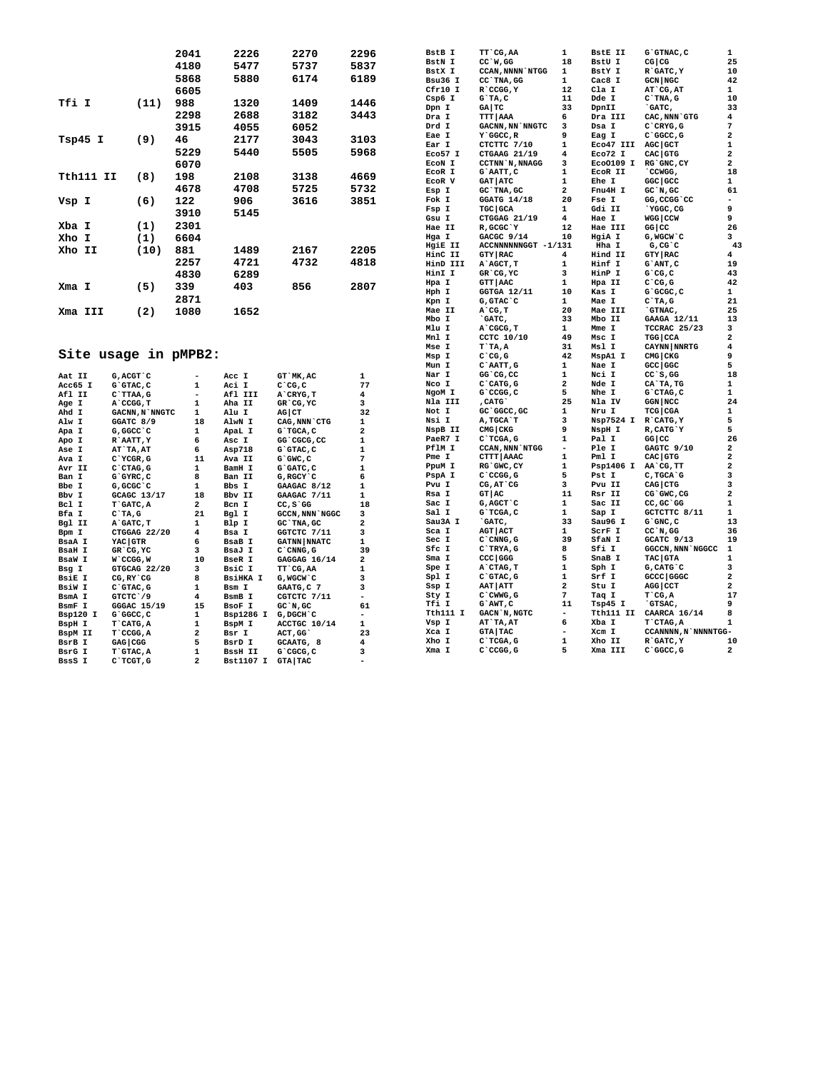| | | | | | |
|---|---|---|---|---|---|
| | | 2041 | 2226 | 2270 | 2296 |
| | | 4180 | 5477 | 5737 | 5837 |
| | | 5868 | 5880 | 6174 | 6189 |
| | | 6605 | | | |
| Tfi I | (11) | 988 | 1320 | 1409 | 1446 |
| | | 2298 | 2688 | 3182 | 3443 |
| | | 3915 | 4055 | 6052 | |
| Tsp45 I | (9) | 46 | 2177 | 3043 | 3103 |
| | | 5229 | 5440 | 5505 | 5968 |
| | | 6070 | | | |
| Tth111 II | (8) | 198 | 2108 | 3138 | 4669 |
| | | 4678 | 4708 | 5725 | 5732 |
| Vsp I | (6) | 122 | 906 | 3616 | 3851 |
| | | 3910 | 5145 | | |
| Xba I | (1) | 2301 | | | |
| Xho I | (1) | 6604 | | | |
| Xho II | (10) | 881 | 1489 | 2167 | 2205 |
| | | 2257 | 4721 | 4732 | 4818 |
| | | 4830 | 6289 | | |
| Xma I | (5) | 339 | 403 | 856 | 2807 |
| | | 2871 | | | |
| Xma III | (2) | 1080 | 1652 | | |

## Site usage in pMPB2:

| | | | | | |
|---|---|---|---|---|---|
| Aat II | G,ACGT`C | - | Acc I | GT`MK,AC | 1 |
| Acc65 I | G`GTAC,C | 1 | Aci I | C`CG,C | 77 |
| Afl II | C`TTAA,G | - | Afl III | A`CRYG,T | 4 |
| Age I | A`CCGG,T | 1 | Aha II | GR`CG,YC | 3 |
| Ahd I | GACNN,N`NNGTC | 1 | Alu I | AG\|CT | 32 |
| Alw I | GGATC 8/9 | 18 | AlwN I | CAG,NNN`CTG | 1 |
| Apa I | G,GGCC`C | 1 | ApaL I | G`TGCA,C | 2 |
| Apo I | R`AATT,Y | 6 | Asc I | GG`CGCG,CC | 1 |
| Ase I | AT`TA,AT | 6 | Asp718 | G`GTAC,C | 1 |
| Ava I | C`YCGR,G | 11 | Ava II | G`GWC,C | 7 |
| Avr II | C`CTAG,G | 1 | BamH I | G`GATC,C | 1 |
| Ban I | G`GYRC,C | 8 | Ban II | G,RGCY`C | 6 |
| Bbe I | G,GCGC`C | 1 | Bbs I | GAAGAC 8/12 | 1 |
| Bbv I | GCAGC 13/17 | 18 | Bbv II | GAAGAC 7/11 | 1 |
| Bcl I | T`GATC,A | 2 | Bcn I | CC,S`GG | 18 |
| Bfa I | C`TA,G | 21 | Bgl I | GCCN,NNN`NGGC | 3 |
| Bgl II | A`GATC,T | 1 | Blp I | GC`TNA,GC | 2 |
| Bpm I | CTGGAG 22/20 | 4 | Bsa I | GGTCTC 7/11 | 3 |
| BsaA I | YAC\|GTR | 6 | BsaB I | GATNN\|NNATC | 1 |
| BsaH I | GR`CG,YC | 3 | BsaJ I | C`CNNG,G | 39 |
| BsaW I | W`CCGG,W | 10 | BseR I | GAGGAG 16/14 | 2 |
| Bsg I | GTGCAG 22/20 | 3 | BsiC I | TT`CG,AA | 1 |
| BsiE I | CG,RY`CG | 8 | BsiHKA I | G,WGCW`C | 3 |
| BsiW I | C`GTAC,G | 1 | Bsm I | GAATG,C 7 | 3 |
| BsmA I | GTCTC`/9 | 4 | BsmB I | CGTCTC 7/11 | - |
| BsmF I | GGGAC 15/19 | 15 | BsoF I | GC`N,GC | 61 |
| Bsp120 I | G`GGCC,C | 1 | Bsp1286 I | G,DGCH`C | - |
| BspH I | T`CATG,A | 2 | BspM I | ACCTGC 10/14 | 1 |
| BspM II | T`CCGG,A | 2 | Bsr I | ACT,GG` | 23 |
| BsrB I | GAG\|CGG | 5 | BsrD I | GCAATG, 8 | 4 |
| BsrG I | T`GTAC,A | 1 | BssH II | G`CGCG,C | 3 |
| BssS I | C`TCGT,G | 2 | Bst1107 I | GTA\|TAC | - |
| BstB I | TT`CG,AA | 1 | BstE II | G`GTNAC,C | 1 |
| BstN I | CC`W,GG | 18 | BstU I | CG\|CG | 25 |
| BstX I | CCAN,NNNN`NTGG | 1 | BstY I | R`GATC,Y | 10 |
| Bsu36 I | CC`TNA,GG | 1 | Cac8 I | GCN\|NGC | 42 |
| Cfr10 I | R`CCGG,Y | 12 | Cla I | AT`CG,AT | 1 |
| Csp6 I | G`TA,C | 11 | Dde I | C`TNA,G | 10 |
| Dpn I | GA\|TC | 33 | DpnII | `GATC, | 33 |
| Dra I | TTT\|AAA | 6 | Dra III | CAC,NNN`GTG | 4 |
| Drd I | GACNN,NN`NNGTC | 3 | Dsa I | C`CRYG,G | 7 |
| Eae I | Y`GGCC,R | 9 | Eag I | C`GGCC,G | 2 |
| Ear I | CTCTTC 7/10 | 1 | Eco47 III | AGC\|GCT | 1 |
| Eco57 I | CTGAAG 21/19 | 4 | Eco72 I | CAC\|GTG | 2 |
| EcoN I | CCTNN`N,NNAGG | 3 | EcoO109 I | RG`GNC,CY | 2 |
| EcoR I | G`AATT,C | 1 | EcoR II | `CCWGG, | 18 |
| EcoR V | GAT\|ATC | 1 | Ehe I | GGC\|GCC | 1 |
| Esp I | GC`TNA,GC | 2 | Fnu4H I | GC`N,GC | 61 |
| Fok I | GGATG 14/18 | 20 | Fse I | GG,CCGG`CC | - |
| Fsp I | TGC\|GCA | 1 | Gdi II | `YGGC,CG | 9 |
| Gsu I | CTGGAG 21/19 | 4 | Hae I | WGG\|CCW | 9 |
| Hae II | R,GCGC`Y | 12 | Hae III | GG\|CC | 26 |
| Hga I | GACGC 9/14 | 10 | HgiA I | G,WGCW`C | 3 |
| HgiE II | ACCNNNNNNGGT -1/131 | | Hha I | G,CG`C | 43 |
| HinC II | GTY\|RAC | 4 | Hind II | GTY\|RAC | 4 |
| HinD III | A`AGCT,T | 1 | Hinf I | G`ANT,C | 19 |
| HinI I | GR`CG,YC | 3 | HinP I | G`CG,C | 43 |
| Hpa I | GTT\|AAC | 1 | Hpa II | C`CG,G | 42 |
| Hph I | GGTGA 12/11 | 10 | Kas I | G`GCGC,C | 1 |
| Kpn I | G,GTAC`C | 1 | Mae I | C`TA,G | 21 |
| Mae II | A`CG,T | 20 | Mae III | `GTNAC, | 25 |
| Mbo I | `GATC, | 33 | Mbo II | GAAGA 12/11 | 13 |
| Mlu I | A`CGCG,T | 1 | Mme I | TCCRAC 25/23 | 3 |
| Mnl I | CCTC 10/10 | 49 | Msc I | TGG\|CCA | 2 |
| Mse I | T`TA,A | 31 | Msl I | CAYNN\|NNRTG | 4 |
| Msp I | C`CG,G | 42 | MspA1 I | CMG\|CKG | 9 |
| Mun I | C`AATT,G | 1 | Nae I | GCC\|GGC | 5 |
| Nar I | GG`CG,CC | 1 | Nci I | CC`S,GG | 18 |
| Nco I | C`CATG,G | 2 | Nde I | CA`TA,TG | 1 |
| NgoM I | G`CCGG,C | 5 | Nhe I | G`CTAG,C | 1 |
| Nla III | ,CATG` | 25 | Nla IV | GGN\|NCC | 24 |
| Not I | GC`GGCC,GC | 1 | Nru I | TCG\|CGA | 1 |
| Nsi I | A,TGCA`T | 3 | Nsp7524 I | R`CATG,Y | 5 |
| NspB II | CMG\|CKG | 9 | NspH I | R,CATG`Y | 5 |
| PaeR7 I | C`TCGA,G | 1 | Pal I | GG\|CC | 26 |
| PflM I | CCAN,NNN`NTGG | - | Ple I | GAGTC 9/10 | 2 |
| Pme I | CTTT\|AAAC | 1 | Pml I | CAC\|GTG | 2 |
| PpuM I | RG`GWC,CY | 1 | Psp1406 I | AA`CG,TT | 2 |
| PspA I | C`CCGG,G | 5 | Pst I | C,TGCA`G | 3 |
| Pvu I | CG,AT`CG | 3 | Pvu II | CAG\|CTG | 3 |
| Rsa I | GT\|AC | 11 | Rsr II | CG`GWC,CG | 2 |
| Sac I | G,AGCT`C | 1 | Sac II | CC,GC`GG | 1 |
| Sal I | G`TCGA,C | 1 | Sap I | GCTCTTC 8/11 | 1 |
| Sau3A I | `GATC, | 33 | Sau96 I | G`GNC,C | 13 |
| Sca I | AGT\|ACT | 1 | ScrF I | CC`N,GG | 36 |
| Sec I | C`CNNG,G | 39 | SfaN I | GCATC 9/13 | 19 |
| Sfc I | C`TRYA,G | 8 | Sfi I | GGCCN,NNN`NGGCC | 1 |
| Sma I | CCC\|GGG | 5 | SnaB I | TAC\|GTA | 1 |
| Spe I | A`CTAG,T | 1 | Sph I | G,CATG`C | 3 |
| Spl I | C`GTAC,G | 1 | Srf I | GCCC\|GGGC | 2 |
| Ssp I | AAT\|ATT | 2 | Stu I | AGG\|CCT | 2 |
| Sty I | C`CWWG,G | 7 | Taq I | T`CG,A | 17 |
| Tfi I | G`AWT,C | 11 | Tsp45 I | `GTSAC, | 9 |
| Tth111 I | GACN`N,NGTC | - | Tth111 II | CAARCA 16/14 | 8 |
| Vsp I | AT`TA,AT | 6 | Xba I | T`CTAG,A | 1 |
| Xca I | GTA\|TAC | - | Xcm I | CCANNNN,N`NNNNTGG | - |
| Xho I | C`TCGA,G | 1 | Xho II | R`GATC,Y | 10 |
| Xma I | C`CCGG,G | 5 | Xma III | C`GGCC,G | 2 |